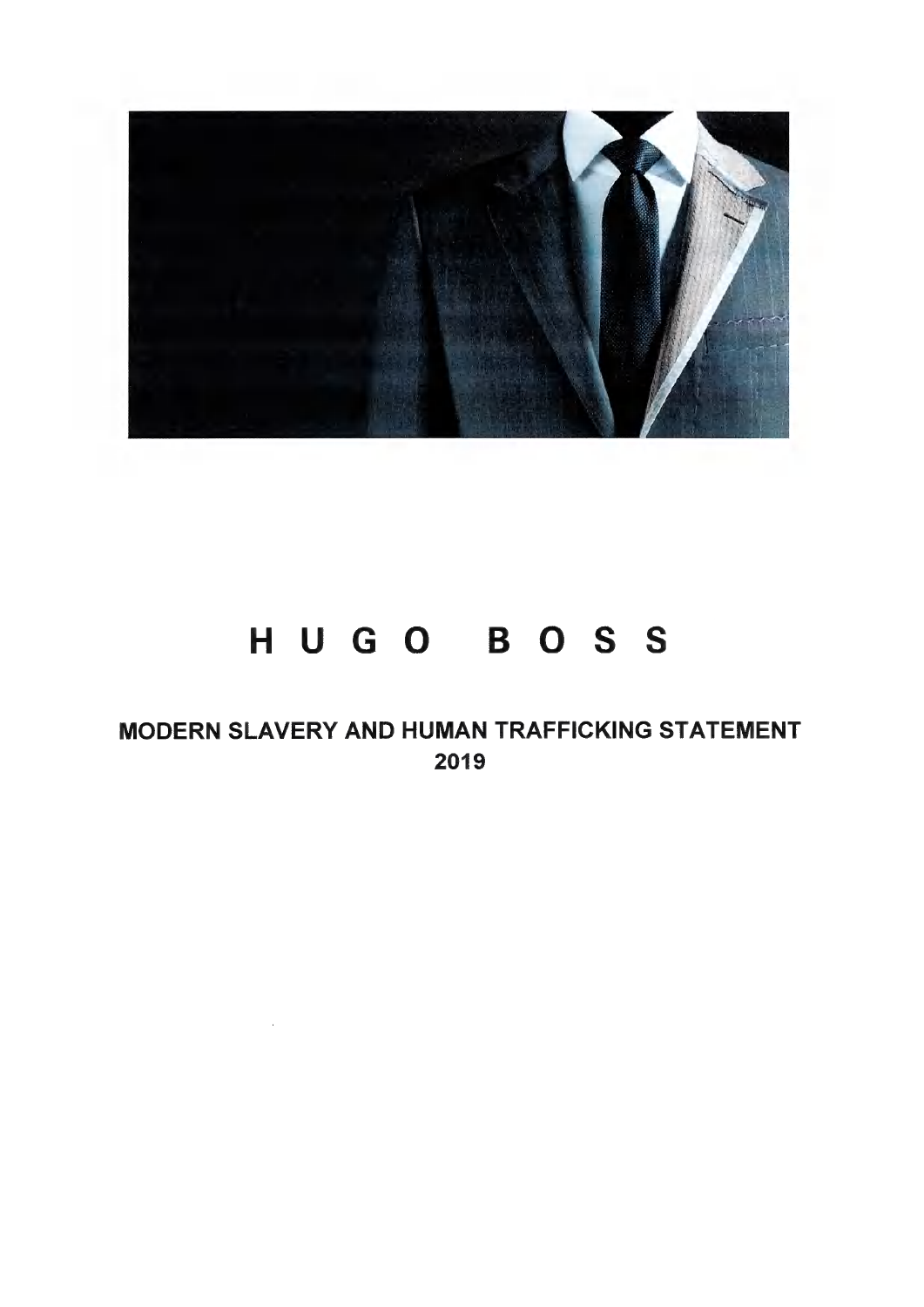# HUGO BOSS

## MODERN SLAVERY AND HUMAN TRAFFICKING STATEMENT 2019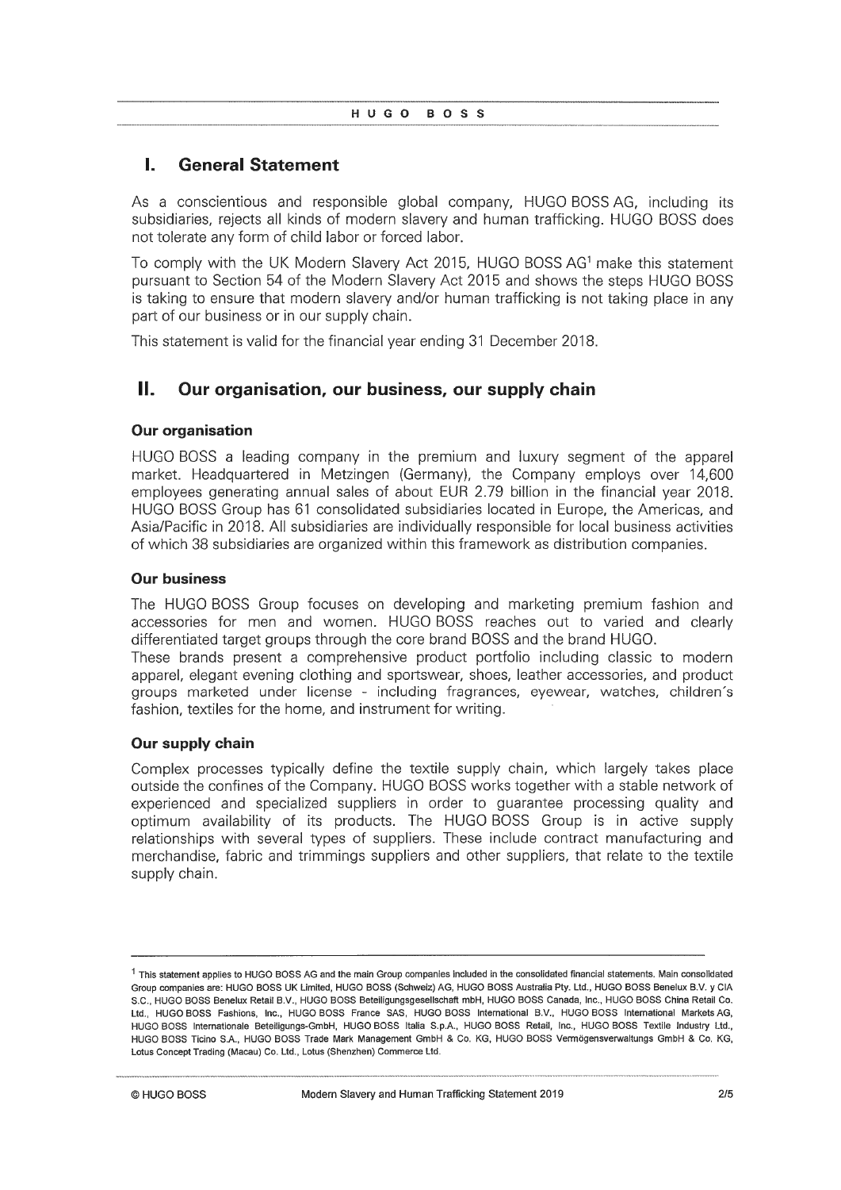## I. General Statement

As a conscientious and responsible global company, HUGO BOSS AG, including its subsidiaries, rejects all kinds of modern slavery and human trafficking. HUGO BOSS does not tolerate any form of child labor or forced labor.

To comply with the UK Modern Slavery Act 2015, HUGO BOSS AG[1] make this statement pursuant to Section 54 of the Modern Slavery Act 2015 and shows the steps HUGO BOSS is taking to ensure that modern slavery and/or human trafficking is not taking place in any part of our business or in our supply chain.

This statement is valid for the financial year ending 31 December 2018.

## II. Our organisation, our business, our supply chain

### Our organisation

HUGO BOSS a leading company in the premium and luxury segment of the apparel market. Headquartered in Metzingen (Germany), the Company employs over 14,600 employees generating annual sales of about EUR 2.79 billion in the financial year 2018. HUGO BOSS Group has 61 consolidated subsidiaries located in Europe, the Americas, and Asia/Pacific in 2018. All subsidiaries are individually responsible for local business activities of which 38 subsidiaries are organized within this framework as distribution companies.

### Our business

The HUGO BOSS Group focuses on developing and marketing premium fashion and accessories for men and women. HUGO BOSS reaches out to varied and clearly differentiated target groups through the core brand BOSS and the brand HUGO.

These brands present a comprehensive product portfolio including classic to modern apparel, elegant evening clothing and sportswear, shoes, leather accessories, and product groups marketed under license - including fragrances, eyewear, watches, children´s fashion, textiles for the home, and instrument for writing.

### Our supply chain

Complex processes typically define the textile supply chain, which largely takes place outside the confines of the Company. HUGO BOSS works together with a stable network of experienced and specialized suppliers in order to guarantee processing quality and optimum availability of its products. The HUGO BOSS Group is in active supply relationships with several types of suppliers. These include contract manufacturing and merchandise, fabric and trimmings suppliers and other suppliers, that relate to the textile supply chain.

---

[1] This statement applies to HUGO BOSS AG and the main Group companies included in the consolidated financial statements. Main consolidated Group companies are: HUGO BOSS UK Limited, HUGO BOSS (Schweiz) AG, HUGO BOSS Australia Pty. Ltd., HUGO BOSS Benelux B.V. y CIA S.C., HUGO BOSS Benelux Retail B.V., HUGO BOSS Beteiligungsgesellschaft mbH, HUGO BOSS Canada, Inc., HUGO BOSS China Retail Co. Ltd., HUGO BOSS Fashions, Inc., HUGO BOSS France SAS, HUGO BOSS International B.V., HUGO BOSS International Markets AG, HUGO BOSS Internationale Beteiligungs-GmbH, HUGO BOSS Italia S.p.A., HUGO BOSS Retail, Inc., HUGO BOSS Textile Industry Ltd., HUGO BOSS Ticino S.A., HUGO BOSS Trade Mark Management GmbH & Co. KG, HUGO BOSS Vermögensverwaltungs GmbH & Co. KG, Lotus Concept Trading (Macau) Co. Ltd., Lotus (Shenzhen) Commerce Ltd.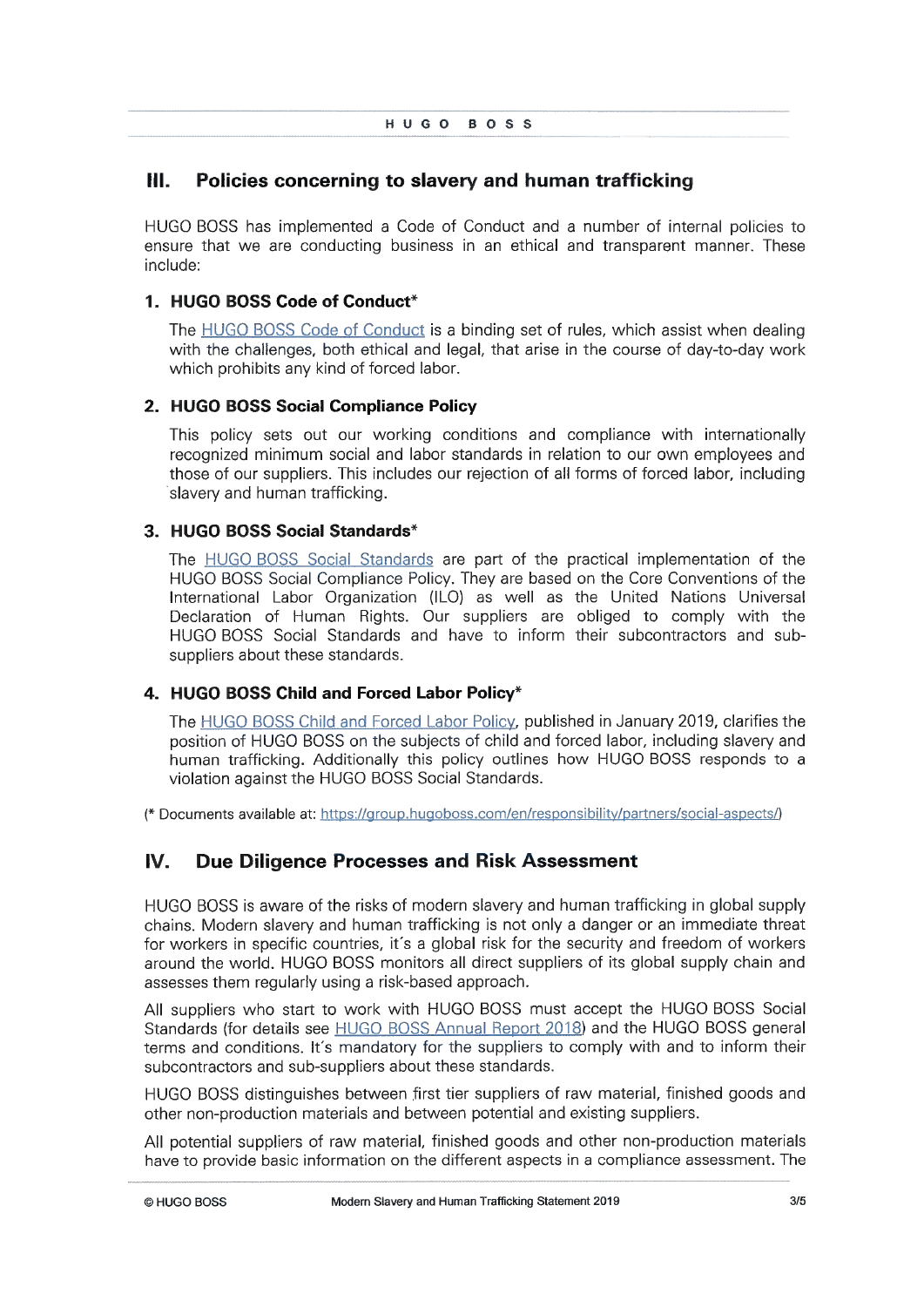## III. Policies concerning to slavery and human trafficking

HUGO BOSS has implemented a Code of Conduct and a number of internal policies to ensure that we are conducting business in an ethical and transparent manner. These include:

### 1. HUGO BOSS Code of Conduct*

The HUGO BOSS Code of Conduct is a binding set of rules, which assist when dealing with the challenges, both ethical and legal, that arise in the course of day-to-day work which prohibits any kind of forced labor.

### 2. HUGO BOSS Social Compliance Policy

This policy sets out our working conditions and compliance with internationally recognized minimum social and labor standards in relation to our own employees and those of our suppliers. This includes our rejection of all forms of forced labor, including slavery and human trafficking.

### 3. HUGO BOSS Social Standards*

The HUGO BOSS Social Standards are part of the practical implementation of the HUGO BOSS Social Compliance Policy. They are based on the Core Conventions of the International Labor Organization (ILO) as well as the United Nations Universal Declaration of Human Rights. Our suppliers are obliged to comply with the HUGO BOSS Social Standards and have to inform their subcontractors and sub-suppliers about these standards.

### 4. HUGO BOSS Child and Forced Labor Policy*

The HUGO BOSS Child and Forced Labor Policy, published in January 2019, clarifies the position of HUGO BOSS on the subjects of child and forced labor, including slavery and human trafficking. Additionally this policy outlines how HUGO BOSS responds to a violation against the HUGO BOSS Social Standards.

(* Documents available at: https://group.hugoboss.com/en/responsibility/partners/social-aspects/)

## IV. Due Diligence Processes and Risk Assessment

HUGO BOSS is aware of the risks of modern slavery and human trafficking in global supply chains. Modern slavery and human trafficking is not only a danger or an immediate threat for workers in specific countries, it´s a global risk for the security and freedom of workers around the world. HUGO BOSS monitors all direct suppliers of its global supply chain and assesses them regularly using a risk-based approach.

All suppliers who start to work with HUGO BOSS must accept the HUGO BOSS Social Standards (for details see HUGO BOSS Annual Report 2018) and the HUGO BOSS general terms and conditions. It´s mandatory for the suppliers to comply with and to inform their subcontractors and sub-suppliers about these standards.

HUGO BOSS distinguishes between first tier suppliers of raw material, finished goods and other non-production materials and between potential and existing suppliers.

All potential suppliers of raw material, finished goods and other non-production materials have to provide basic information on the different aspects in a compliance assessment. The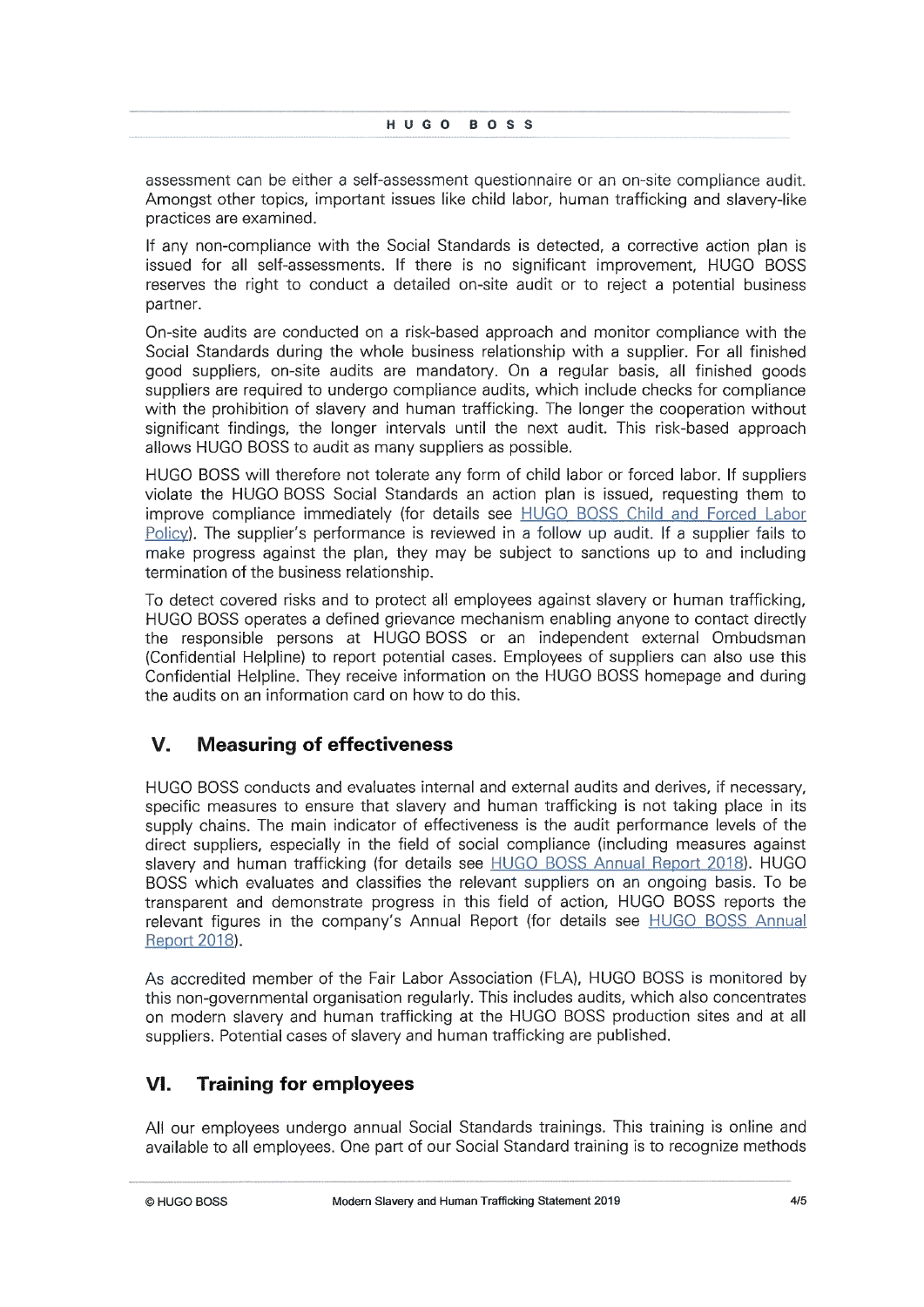assessment can be either a self-assessment questionnaire or an on-site compliance audit. Amongst other topics, important issues like child labor, human trafficking and slavery-like practices are examined.

If any non-compliance with the Social Standards is detected, a corrective action plan is issued for all self-assessments. If there is no significant improvement, HUGO BOSS reserves the right to conduct a detailed on-site audit or to reject a potential business partner.

On-site audits are conducted on a risk-based approach and monitor compliance with the Social Standards during the whole business relationship with a supplier. For all finished good suppliers, on-site audits are mandatory. On a regular basis, all finished goods suppliers are required to undergo compliance audits, which include checks for compliance with the prohibition of slavery and human trafficking. The longer the cooperation without significant findings, the longer intervals until the next audit. This risk-based approach allows HUGO BOSS to audit as many suppliers as possible.

HUGO BOSS will therefore not tolerate any form of child labor or forced labor. If suppliers violate the HUGO BOSS Social Standards an action plan is issued, requesting them to improve compliance immediately (for details see [HUGO BOSS Child and Forced Labor Policy]). The supplier's performance is reviewed in a follow up audit. If a supplier fails to make progress against the plan, they may be subject to sanctions up to and including termination of the business relationship.

To detect covered risks and to protect all employees against slavery or human trafficking, HUGO BOSS operates a defined grievance mechanism enabling anyone to contact directly the responsible persons at HUGO BOSS or an independent external Ombudsman (Confidential Helpline) to report potential cases. Employees of suppliers can also use this Confidential Helpline. They receive information on the HUGO BOSS homepage and during the audits on an information card on how to do this.

## V. Measuring of effectiveness

HUGO BOSS conducts and evaluates internal and external audits and derives, if necessary, specific measures to ensure that slavery and human trafficking is not taking place in its supply chains. The main indicator of effectiveness is the audit performance levels of the direct suppliers, especially in the field of social compliance (including measures against slavery and human trafficking (for details see [HUGO BOSS Annual Report 2018]). HUGO BOSS which evaluates and classifies the relevant suppliers on an ongoing basis. To be transparent and demonstrate progress in this field of action, HUGO BOSS reports the relevant figures in the company's Annual Report (for details see [HUGO BOSS Annual Report 2018]).

As accredited member of the Fair Labor Association (FLA), HUGO BOSS is monitored by this non-governmental organisation regularly. This includes audits, which also concentrates on modern slavery and human trafficking at the HUGO BOSS production sites and at all suppliers. Potential cases of slavery and human trafficking are published.

## VI. Training for employees

All our employees undergo annual Social Standards trainings. This training is online and available to all employees. One part of our Social Standard training is to recognize methods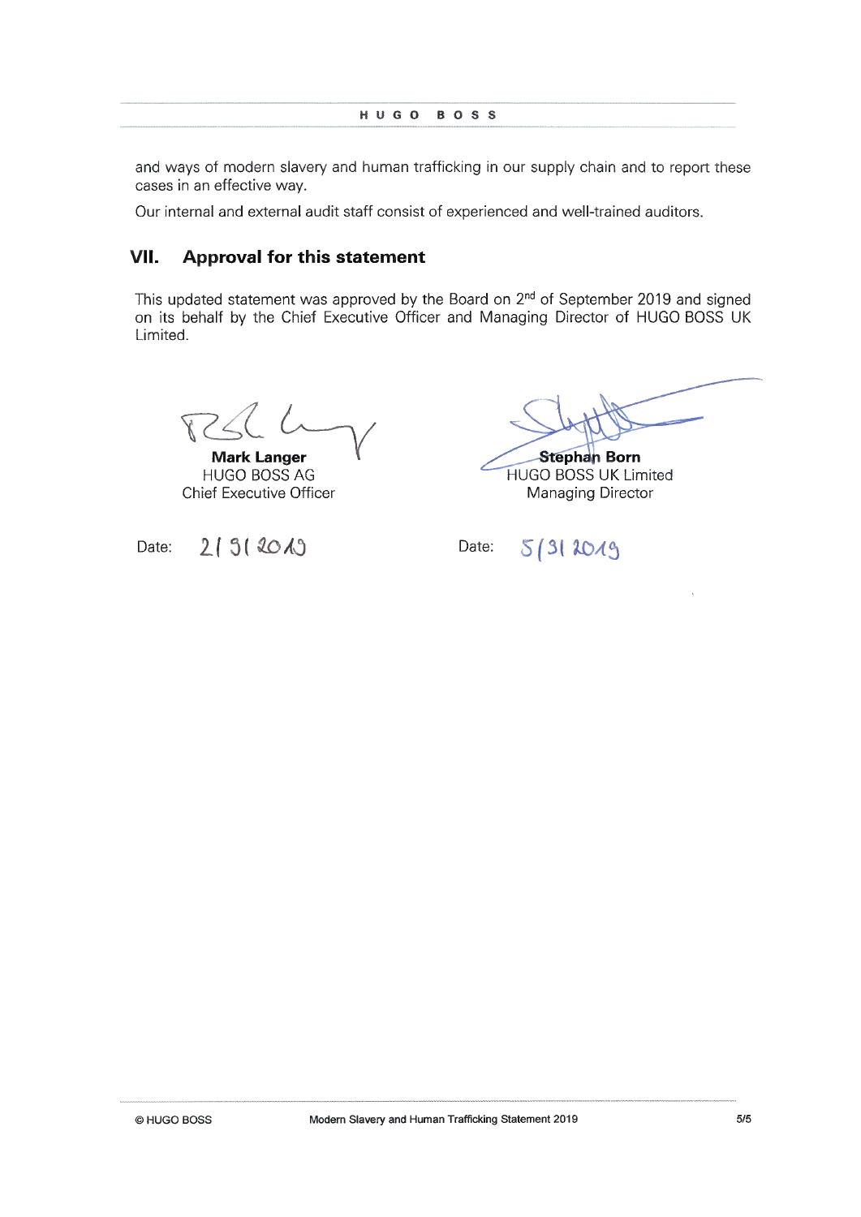and ways of modern slavery and human trafficking in our supply chain and to report these cases in an effective way.

Our internal and external audit staff consist of experienced and well-trained auditors.

## VII. Approval for this statement

This updated statement was approved by the Board on 2nd of September 2019 and signed on its behalf by the Chief Executive Officer and Managing Director of HUGO BOSS UK Limited.

**Mark Langer**
HUGO BOSS AG
Chief Executive Officer

Date: 2/9/2019

**Stephan Born**
HUGO BOSS UK Limited
Managing Director

Date: 5/9/2019